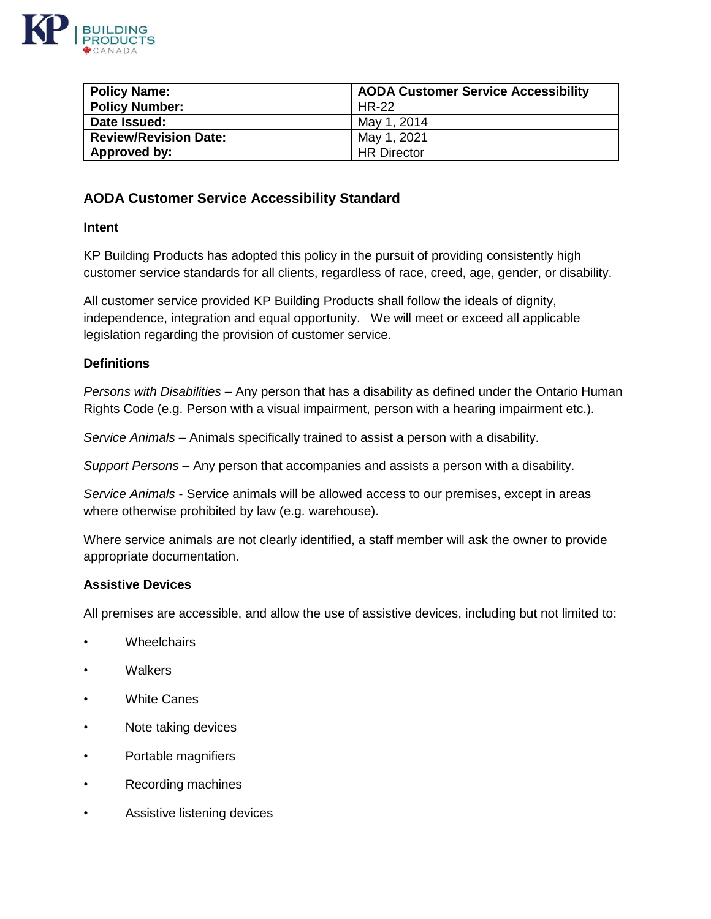| Policy Name: | AODA Customer Service Accessibility |
| --- | --- |
| Policy Number: | HR-22 |
| Date Issued: | May 1, 2014 |
| Review/Revision Date: | May 1, 2021 |
| Approved by: | HR Director |

## AODA Customer Service Accessibility Standard

### Intent

KP Building Products has adopted this policy in the pursuit of providing consistently high customer service standards for all clients, regardless of race, creed, age, gender, or disability.

All customer service provided KP Building Products shall follow the ideals of dignity, independence, integration and equal opportunity. We will meet or exceed all applicable legislation regarding the provision of customer service.

### Definitions

*Persons with Disabilities* – Any person that has a disability as defined under the Ontario Human Rights Code (e.g. Person with a visual impairment, person with a hearing impairment etc.).

*Service Animals* – Animals specifically trained to assist a person with a disability.

*Support Persons* – Any person that accompanies and assists a person with a disability.

*Service Animals* - Service animals will be allowed access to our premises, except in areas where otherwise prohibited by law (e.g. warehouse).

Where service animals are not clearly identified, a staff member will ask the owner to provide appropriate documentation.

### Assistive Devices

All premises are accessible, and allow the use of assistive devices, including but not limited to:

- Wheelchairs
- Walkers
- White Canes
- Note taking devices
- Portable magnifiers
- Recording machines
- Assistive listening devices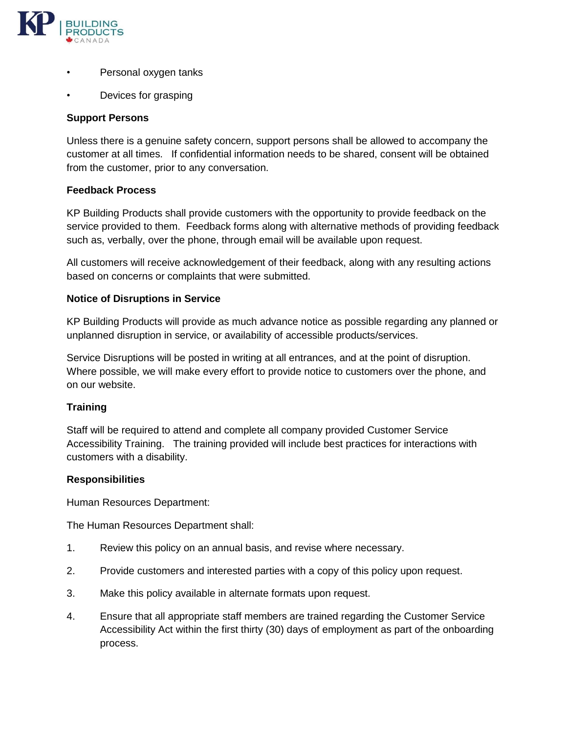- Personal oxygen tanks
- Devices for grasping

**Support Persons**

Unless there is a genuine safety concern, support persons shall be allowed to accompany the customer at all times. If confidential information needs to be shared, consent will be obtained from the customer, prior to any conversation.

**Feedback Process**

KP Building Products shall provide customers with the opportunity to provide feedback on the service provided to them. Feedback forms along with alternative methods of providing feedback such as, verbally, over the phone, through email will be available upon request.

All customers will receive acknowledgement of their feedback, along with any resulting actions based on concerns or complaints that were submitted.

**Notice of Disruptions in Service**

KP Building Products will provide as much advance notice as possible regarding any planned or unplanned disruption in service, or availability of accessible products/services.

Service Disruptions will be posted in writing at all entrances, and at the point of disruption. Where possible, we will make every effort to provide notice to customers over the phone, and on our website.

**Training**

Staff will be required to attend and complete all company provided Customer Service Accessibility Training. The training provided will include best practices for interactions with customers with a disability.

**Responsibilities**

Human Resources Department:

The Human Resources Department shall:

1. Review this policy on an annual basis, and revise where necessary.
2. Provide customers and interested parties with a copy of this policy upon request.
3. Make this policy available in alternate formats upon request.
4. Ensure that all appropriate staff members are trained regarding the Customer Service Accessibility Act within the first thirty (30) days of employment as part of the onboarding process.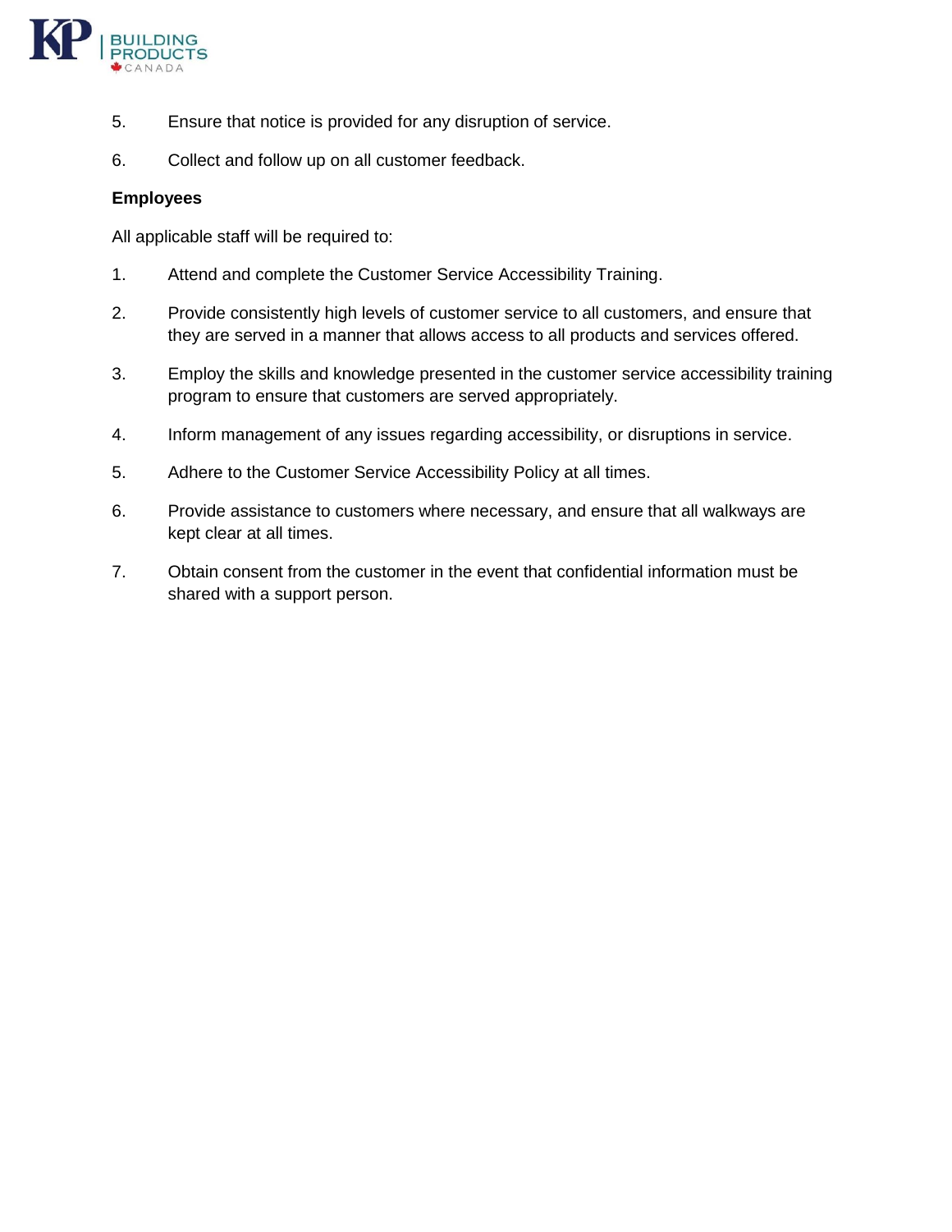5. Ensure that notice is provided for any disruption of service.
6. Collect and follow up on all customer feedback.

**Employees**

All applicable staff will be required to:

1. Attend and complete the Customer Service Accessibility Training.
2. Provide consistently high levels of customer service to all customers, and ensure that they are served in a manner that allows access to all products and services offered.
3. Employ the skills and knowledge presented in the customer service accessibility training program to ensure that customers are served appropriately.
4. Inform management of any issues regarding accessibility, or disruptions in service.
5. Adhere to the Customer Service Accessibility Policy at all times.
6. Provide assistance to customers where necessary, and ensure that all walkways are kept clear at all times.
7. Obtain consent from the customer in the event that confidential information must be shared with a support person.